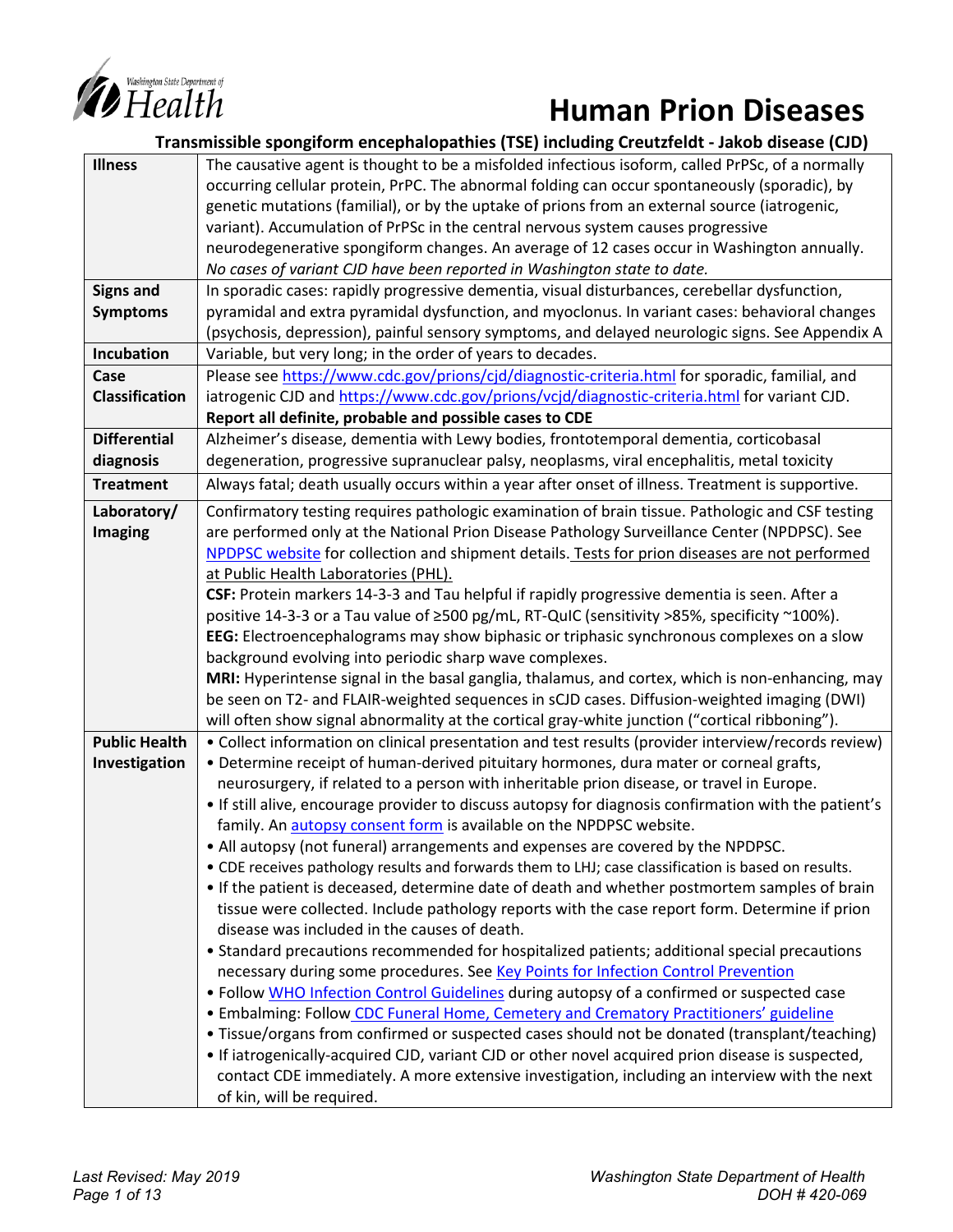# Human Prion Diseases

**Transmissible spongiform encephalopathies (TSE) including Creutzfeldt - Jakob disease (CJD)**

| | |
|---|---|
| **Illness** | The causative agent is thought to be a misfolded infectious isoform, called PrPSc, of a normally occurring cellular protein, PrPC. The abnormal folding can occur spontaneously (sporadic), by genetic mutations (familial), or by the uptake of prions from an external source (iatrogenic, variant). Accumulation of PrPSc in the central nervous system causes progressive neurodegenerative spongiform changes. An average of 12 cases occur in Washington annually. *No cases of variant CJD have been reported in Washington state to date.* |
| **Signs and Symptoms** | In sporadic cases: rapidly progressive dementia, visual disturbances, cerebellar dysfunction, pyramidal and extra pyramidal dysfunction, and myoclonus. In variant cases: behavioral changes (psychosis, depression), painful sensory symptoms, and delayed neurologic signs. See Appendix A |
| **Incubation** | Variable, but very long; in the order of years to decades. |
| **Case Classification** | Please see https://www.cdc.gov/prions/cjd/diagnostic-criteria.html for sporadic, familial, and iatrogenic CJD and https://www.cdc.gov/prions/vcjd/diagnostic-criteria.html for variant CJD. **Report all definite, probable and possible cases to CDE** |
| **Differential diagnosis** | Alzheimer's disease, dementia with Lewy bodies, frontotemporal dementia, corticobasal degeneration, progressive supranuclear palsy, neoplasms, viral encephalitis, metal toxicity |
| **Treatment** | Always fatal; death usually occurs within a year after onset of illness. Treatment is supportive. |
| **Laboratory/ Imaging** | Confirmatory testing requires pathologic examination of brain tissue. Pathologic and CSF testing are performed only at the National Prion Disease Pathology Surveillance Center (NPDPSC). See NPDPSC website for collection and shipment details. Tests for prion diseases are not performed at Public Health Laboratories (PHL).<br>**CSF:** Protein markers 14-3-3 and Tau helpful if rapidly progressive dementia is seen. After a positive 14-3-3 or a Tau value of ≥500 pg/mL, RT-QuIC (sensitivity >85%, specificity ~100%).<br>**EEG:** Electroencephalograms may show biphasic or triphasic synchronous complexes on a slow background evolving into periodic sharp wave complexes.<br>**MRI:** Hyperintense signal in the basal ganglia, thalamus, and cortex, which is non-enhancing, may be seen on T2- and FLAIR-weighted sequences in sCJD cases. Diffusion-weighted imaging (DWI) will often show signal abnormality at the cortical gray-white junction ("cortical ribboning"). |
| **Public Health Investigation** | • Collect information on clinical presentation and test results (provider interview/records review)<br>• Determine receipt of human-derived pituitary hormones, dura mater or corneal grafts, neurosurgery, if related to a person with inheritable prion disease, or travel in Europe.<br>• If still alive, encourage provider to discuss autopsy for diagnosis confirmation with the patient's family. An autopsy consent form is available on the NPDPSC website.<br>• All autopsy (not funeral) arrangements and expenses are covered by the NPDPSC.<br>• CDE receives pathology results and forwards them to LHJ; case classification is based on results.<br>• If the patient is deceased, determine date of death and whether postmortem samples of brain tissue were collected. Include pathology reports with the case report form. Determine if prion disease was included in the causes of death.<br>• Standard precautions recommended for hospitalized patients; additional special precautions necessary during some procedures. See Key Points for Infection Control Prevention<br>• Follow WHO Infection Control Guidelines during autopsy of a confirmed or suspected case<br>• Embalming: Follow CDC Funeral Home, Cemetery and Crematory Practitioners' guideline<br>• Tissue/organs from confirmed or suspected cases should not be donated (transplant/teaching)<br>• If iatrogenically-acquired CJD, variant CJD or other novel acquired prion disease is suspected, contact CDE immediately. A more extensive investigation, including an interview with the next of kin, will be required. |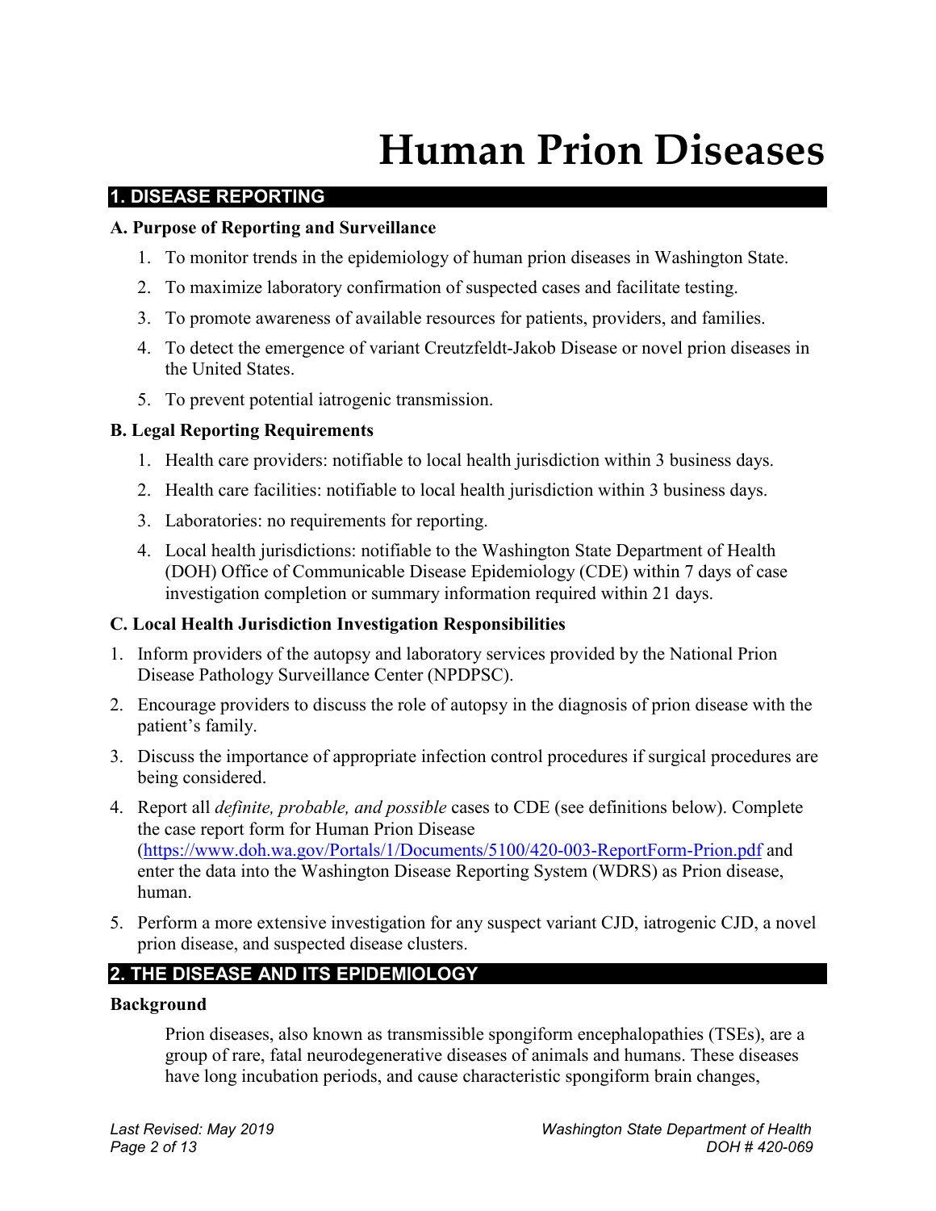# Human Prion Diseases

## 1. DISEASE REPORTING

### A. Purpose of Reporting and Surveillance

1. To monitor trends in the epidemiology of human prion diseases in Washington State.
2. To maximize laboratory confirmation of suspected cases and facilitate testing.
3. To promote awareness of available resources for patients, providers, and families.
4. To detect the emergence of variant Creutzfeldt-Jakob Disease or novel prion diseases in the United States.
5. To prevent potential iatrogenic transmission.

### B. Legal Reporting Requirements

1. Health care providers: notifiable to local health jurisdiction within 3 business days.
2. Health care facilities: notifiable to local health jurisdiction within 3 business days.
3. Laboratories: no requirements for reporting.
4. Local health jurisdictions: notifiable to the Washington State Department of Health (DOH) Office of Communicable Disease Epidemiology (CDE) within 7 days of case investigation completion or summary information required within 21 days.

### C. Local Health Jurisdiction Investigation Responsibilities

1. Inform providers of the autopsy and laboratory services provided by the National Prion Disease Pathology Surveillance Center (NPDPSC).
2. Encourage providers to discuss the role of autopsy in the diagnosis of prion disease with the patient's family.
3. Discuss the importance of appropriate infection control procedures if surgical procedures are being considered.
4. Report all *definite, probable, and possible* cases to CDE (see definitions below). Complete the case report form for Human Prion Disease (https://www.doh.wa.gov/Portals/1/Documents/5100/420-003-ReportForm-Prion.pdf and enter the data into the Washington Disease Reporting System (WDRS) as Prion disease, human.
5. Perform a more extensive investigation for any suspect variant CJD, iatrogenic CJD, a novel prion disease, and suspected disease clusters.

## 2. THE DISEASE AND ITS EPIDEMIOLOGY

### Background

Prion diseases, also known as transmissible spongiform encephalopathies (TSEs), are a group of rare, fatal neurodegenerative diseases of animals and humans. These diseases have long incubation periods, and cause characteristic spongiform brain changes,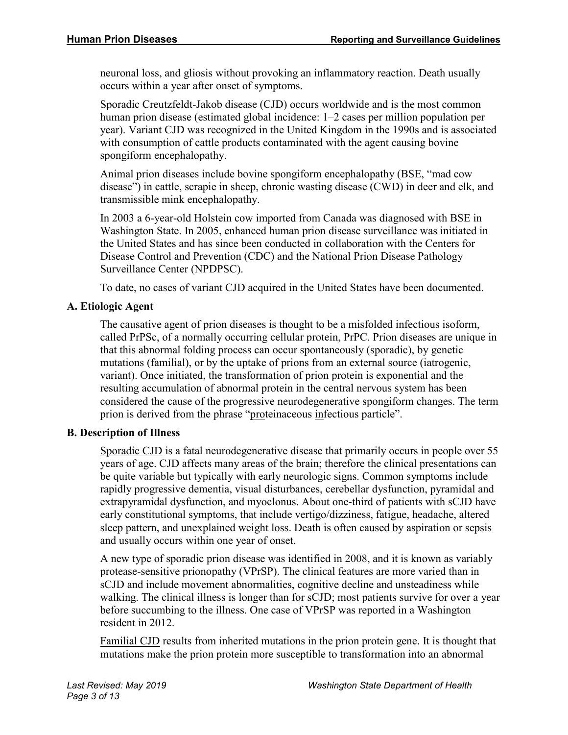neuronal loss, and gliosis without provoking an inflammatory reaction. Death usually occurs within a year after onset of symptoms.

Sporadic Creutzfeldt-Jakob disease (CJD) occurs worldwide and is the most common human prion disease (estimated global incidence: 1–2 cases per million population per year). Variant CJD was recognized in the United Kingdom in the 1990s and is associated with consumption of cattle products contaminated with the agent causing bovine spongiform encephalopathy.

Animal prion diseases include bovine spongiform encephalopathy (BSE, "mad cow disease") in cattle, scrapie in sheep, chronic wasting disease (CWD) in deer and elk, and transmissible mink encephalopathy.

In 2003 a 6-year-old Holstein cow imported from Canada was diagnosed with BSE in Washington State. In 2005, enhanced human prion disease surveillance was initiated in the United States and has since been conducted in collaboration with the Centers for Disease Control and Prevention (CDC) and the National Prion Disease Pathology Surveillance Center (NPDPSC).

To date, no cases of variant CJD acquired in the United States have been documented.

### A. Etiologic Agent

The causative agent of prion diseases is thought to be a misfolded infectious isoform, called PrPSc, of a normally occurring cellular protein, PrPC. Prion diseases are unique in that this abnormal folding process can occur spontaneously (sporadic), by genetic mutations (familial), or by the uptake of prions from an external source (iatrogenic, variant). Once initiated, the transformation of prion protein is exponential and the resulting accumulation of abnormal protein in the central nervous system has been considered the cause of the progressive neurodegenerative spongiform changes. The term prion is derived from the phrase "proteinaceous infectious particle".

### B. Description of Illness

Sporadic CJD is a fatal neurodegenerative disease that primarily occurs in people over 55 years of age. CJD affects many areas of the brain; therefore the clinical presentations can be quite variable but typically with early neurologic signs. Common symptoms include rapidly progressive dementia, visual disturbances, cerebellar dysfunction, pyramidal and extrapyramidal dysfunction, and myoclonus. About one-third of patients with sCJD have early constitutional symptoms, that include vertigo/dizziness, fatigue, headache, altered sleep pattern, and unexplained weight loss. Death is often caused by aspiration or sepsis and usually occurs within one year of onset.

A new type of sporadic prion disease was identified in 2008, and it is known as variably protease-sensitive prionopathy (VPrSP). The clinical features are more varied than in sCJD and include movement abnormalities, cognitive decline and unsteadiness while walking. The clinical illness is longer than for sCJD; most patients survive for over a year before succumbing to the illness. One case of VPrSP was reported in a Washington resident in 2012.

Familial CJD results from inherited mutations in the prion protein gene. It is thought that mutations make the prion protein more susceptible to transformation into an abnormal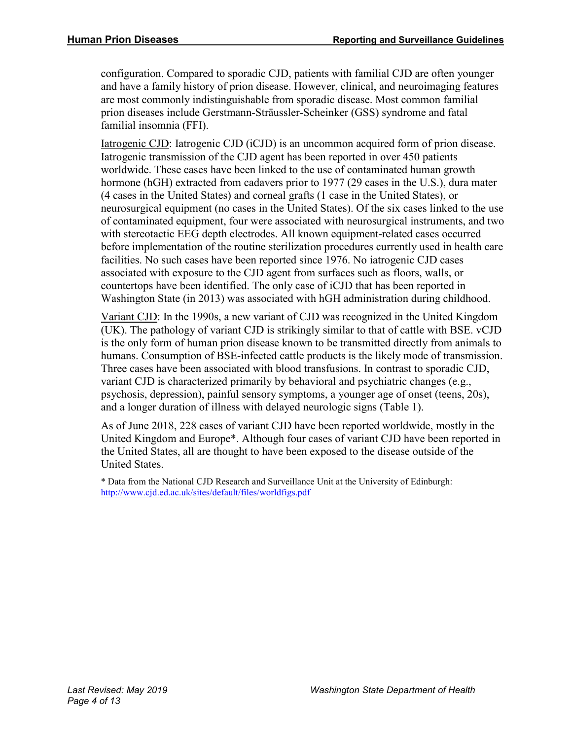configuration. Compared to sporadic CJD, patients with familial CJD are often younger and have a family history of prion disease. However, clinical, and neuroimaging features are most commonly indistinguishable from sporadic disease. Most common familial prion diseases include Gerstmann-Sträussler-Scheinker (GSS) syndrome and fatal familial insomnia (FFI).

<u>Iatrogenic CJD</u>: Iatrogenic CJD (iCJD) is an uncommon acquired form of prion disease. Iatrogenic transmission of the CJD agent has been reported in over 450 patients worldwide. These cases have been linked to the use of contaminated human growth hormone (hGH) extracted from cadavers prior to 1977 (29 cases in the U.S.), dura mater (4 cases in the United States) and corneal grafts (1 case in the United States), or neurosurgical equipment (no cases in the United States). Of the six cases linked to the use of contaminated equipment, four were associated with neurosurgical instruments, and two with stereotactic EEG depth electrodes. All known equipment-related cases occurred before implementation of the routine sterilization procedures currently used in health care facilities. No such cases have been reported since 1976. No iatrogenic CJD cases associated with exposure to the CJD agent from surfaces such as floors, walls, or countertops have been identified. The only case of iCJD that has been reported in Washington State (in 2013) was associated with hGH administration during childhood.

<u>Variant CJD</u>: In the 1990s, a new variant of CJD was recognized in the United Kingdom (UK). The pathology of variant CJD is strikingly similar to that of cattle with BSE. vCJD is the only form of human prion disease known to be transmitted directly from animals to humans. Consumption of BSE-infected cattle products is the likely mode of transmission. Three cases have been associated with blood transfusions. In contrast to sporadic CJD, variant CJD is characterized primarily by behavioral and psychiatric changes (e.g., psychosis, depression), painful sensory symptoms, a younger age of onset (teens, 20s), and a longer duration of illness with delayed neurologic signs (Table 1).

As of June 2018, 228 cases of variant CJD have been reported worldwide, mostly in the United Kingdom and Europe*. Although four cases of variant CJD have been reported in the United States, all are thought to have been exposed to the disease outside of the United States.

* Data from the National CJD Research and Surveillance Unit at the University of Edinburgh: http://www.cjd.ed.ac.uk/sites/default/files/worldfigs.pdf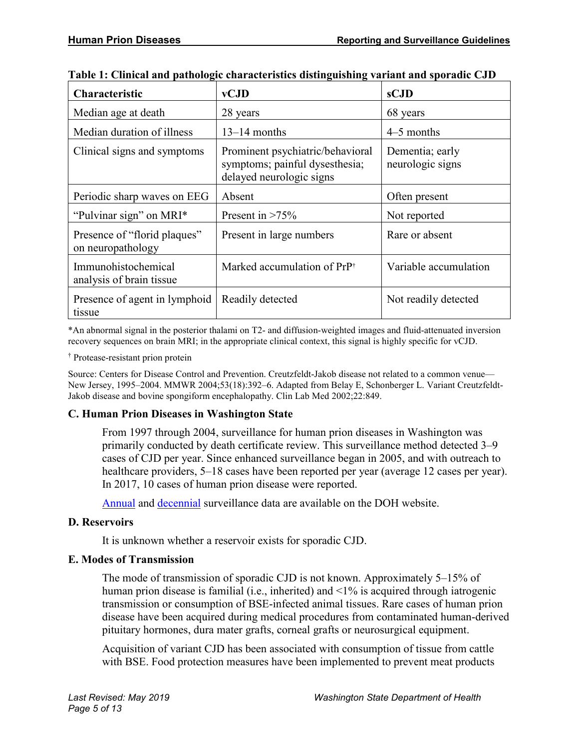**Table 1: Clinical and pathologic characteristics distinguishing variant and sporadic CJD**

| Characteristic | vCJD | sCJD |
|---|---|---|
| Median age at death | 28 years | 68 years |
| Median duration of illness | 13–14 months | 4–5 months |
| Clinical signs and symptoms | Prominent psychiatric/behavioral symptoms; painful dysesthesia; delayed neurologic signs | Dementia; early neurologic signs |
| Periodic sharp waves on EEG | Absent | Often present |
| "Pulvinar sign" on MRI* | Present in >75% | Not reported |
| Presence of "florid plaques" on neuropathology | Present in large numbers | Rare or absent |
| Immunohistochemical analysis of brain tissue | Marked accumulation of PrP† | Variable accumulation |
| Presence of agent in lymphoid tissue | Readily detected | Not readily detected |

*An abnormal signal in the posterior thalami on T2- and diffusion-weighted images and fluid-attenuated inversion recovery sequences on brain MRI; in the appropriate clinical context, this signal is highly specific for vCJD.

† Protease-resistant prion protein

Source: Centers for Disease Control and Prevention. Creutzfeldt-Jakob disease not related to a common venue—New Jersey, 1995–2004. MMWR 2004;53(18):392–6. Adapted from Belay E, Schonberger L. Variant Creutzfeldt-Jakob disease and bovine spongiform encephalopathy. Clin Lab Med 2002;22:849.

### C. Human Prion Diseases in Washington State

From 1997 through 2004, surveillance for human prion diseases in Washington was primarily conducted by death certificate review. This surveillance method detected 3–9 cases of CJD per year. Since enhanced surveillance began in 2005, and with outreach to healthcare providers, 5–18 cases have been reported per year (average 12 cases per year). In 2017, 10 cases of human prion disease were reported.

Annual and decennial surveillance data are available on the DOH website.

### D. Reservoirs

It is unknown whether a reservoir exists for sporadic CJD.

### E. Modes of Transmission

The mode of transmission of sporadic CJD is not known. Approximately 5–15% of human prion disease is familial (i.e., inherited) and <1% is acquired through iatrogenic transmission or consumption of BSE-infected animal tissues. Rare cases of human prion disease have been acquired during medical procedures from contaminated human-derived pituitary hormones, dura mater grafts, corneal grafts or neurosurgical equipment.

Acquisition of variant CJD has been associated with consumption of tissue from cattle with BSE. Food protection measures have been implemented to prevent meat products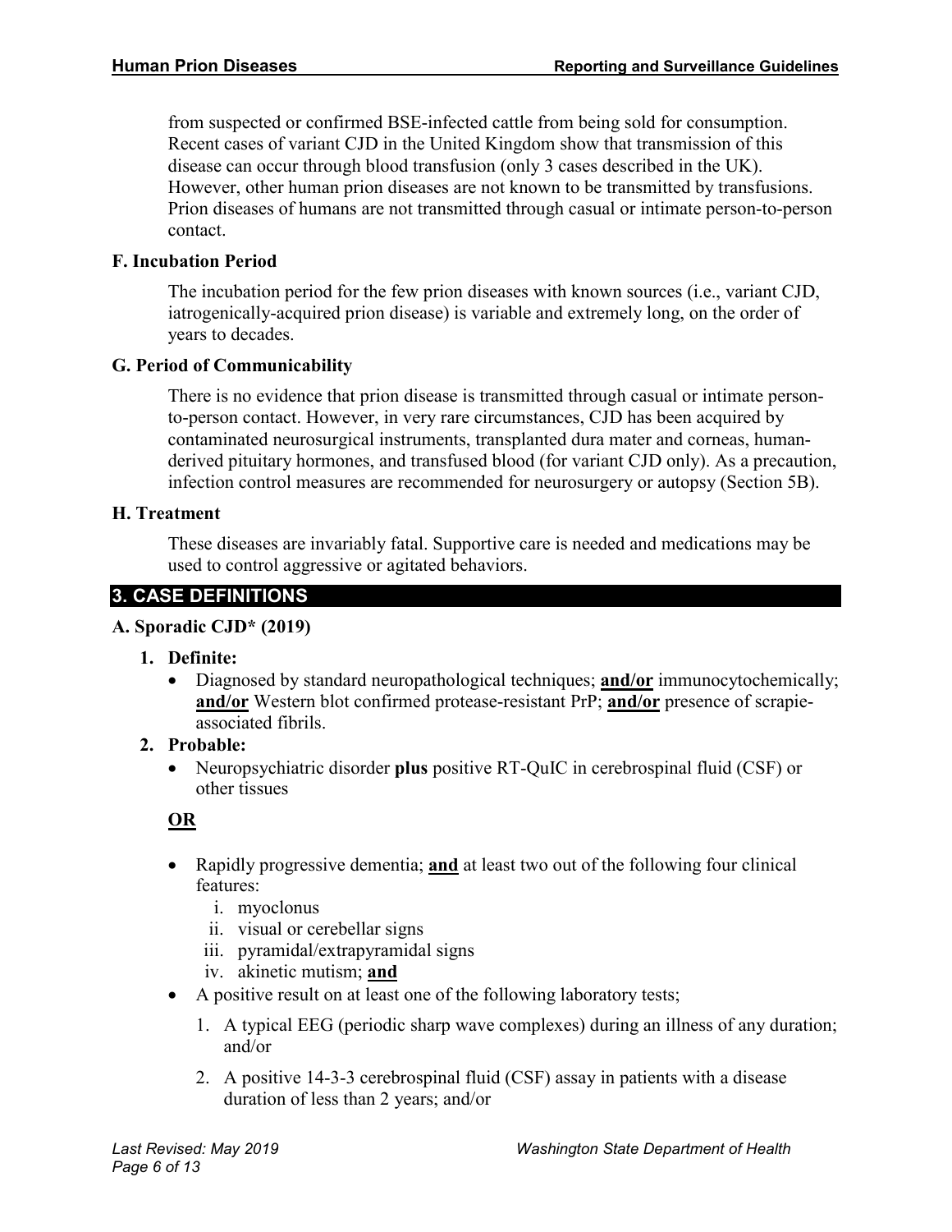from suspected or confirmed BSE-infected cattle from being sold for consumption. Recent cases of variant CJD in the United Kingdom show that transmission of this disease can occur through blood transfusion (only 3 cases described in the UK). However, other human prion diseases are not known to be transmitted by transfusions. Prion diseases of humans are not transmitted through casual or intimate person-to-person contact.

### F. Incubation Period

The incubation period for the few prion diseases with known sources (i.e., variant CJD, iatrogenically-acquired prion disease) is variable and extremely long, on the order of years to decades.

### G. Period of Communicability

There is no evidence that prion disease is transmitted through casual or intimate person-to-person contact. However, in very rare circumstances, CJD has been acquired by contaminated neurosurgical instruments, transplanted dura mater and corneas, human-derived pituitary hormones, and transfused blood (for variant CJD only). As a precaution, infection control measures are recommended for neurosurgery or autopsy (Section 5B).

### H. Treatment

These diseases are invariably fatal. Supportive care is needed and medications may be used to control aggressive or agitated behaviors.

## 3. CASE DEFINITIONS

### A. Sporadic CJD* (2019)

1. **Definite:**
   - Diagnosed by standard neuropathological techniques; **and/or** immunocytochemically; **and/or** Western blot confirmed protease-resistant PrP; **and/or** presence of scrapie-associated fibrils.
2. **Probable:**
   - Neuropsychiatric disorder **plus** positive RT-QuIC in cerebrospinal fluid (CSF) or other tissues

   **OR**

   - Rapidly progressive dementia; **and** at least two out of the following four clinical features:
     1. myoclonus
     2. visual or cerebellar signs
     3. pyramidal/extrapyramidal signs
     4. akinetic mutism; **and**
   - A positive result on at least one of the following laboratory tests;
     1. A typical EEG (periodic sharp wave complexes) during an illness of any duration; and/or
     2. A positive 14-3-3 cerebrospinal fluid (CSF) assay in patients with a disease duration of less than 2 years; and/or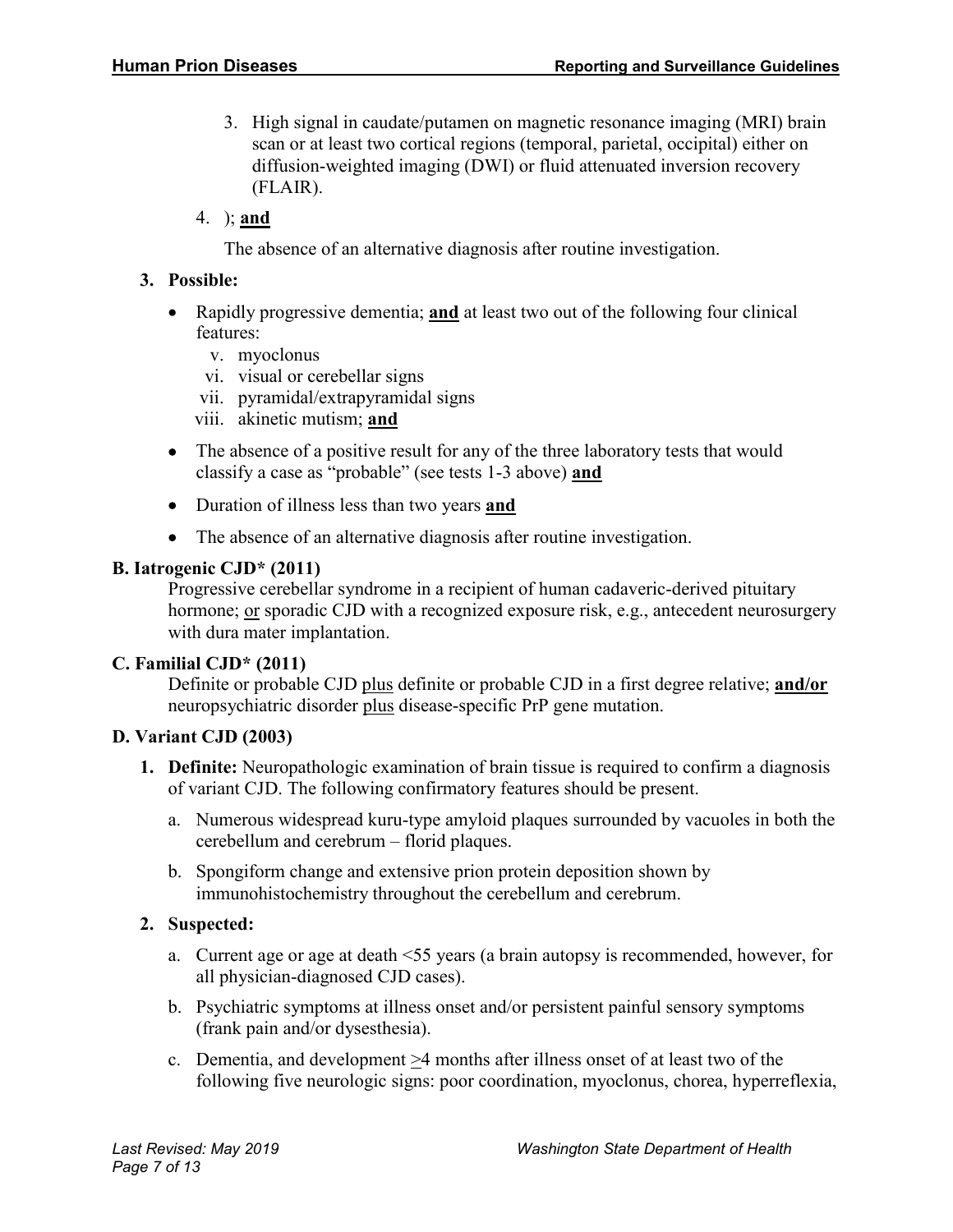3. High signal in caudate/putamen on magnetic resonance imaging (MRI) brain scan or at least two cortical regions (temporal, parietal, occipital) either on diffusion-weighted imaging (DWI) or fluid attenuated inversion recovery (FLAIR).

4. ); **and**

   The absence of an alternative diagnosis after routine investigation.

**3. Possible:**

- Rapidly progressive dementia; **and** at least two out of the following four clinical features:
  - v. myoclonus
  - vi. visual or cerebellar signs
  - vii. pyramidal/extrapyramidal signs
  - viii. akinetic mutism; **and**
- The absence of a positive result for any of the three laboratory tests that would classify a case as "probable" (see tests 1-3 above) **and**
- Duration of illness less than two years **and**
- The absence of an alternative diagnosis after routine investigation.

### B. Iatrogenic CJD* (2011)

Progressive cerebellar syndrome in a recipient of human cadaveric-derived pituitary hormone; or sporadic CJD with a recognized exposure risk, e.g., antecedent neurosurgery with dura mater implantation.

### C. Familial CJD* (2011)

Definite or probable CJD plus definite or probable CJD in a first degree relative; **and/or** neuropsychiatric disorder plus disease-specific PrP gene mutation.

### D. Variant CJD (2003)

**1. Definite:** Neuropathologic examination of brain tissue is required to confirm a diagnosis of variant CJD. The following confirmatory features should be present.

   a. Numerous widespread kuru-type amyloid plaques surrounded by vacuoles in both the cerebellum and cerebrum – florid plaques.

   b. Spongiform change and extensive prion protein deposition shown by immunohistochemistry throughout the cerebellum and cerebrum.

**2. Suspected:**

   a. Current age or age at death <55 years (a brain autopsy is recommended, however, for all physician-diagnosed CJD cases).

   b. Psychiatric symptoms at illness onset and/or persistent painful sensory symptoms (frank pain and/or dysesthesia).

   c. Dementia, and development ≥4 months after illness onset of at least two of the following five neurologic signs: poor coordination, myoclonus, chorea, hyperreflexia,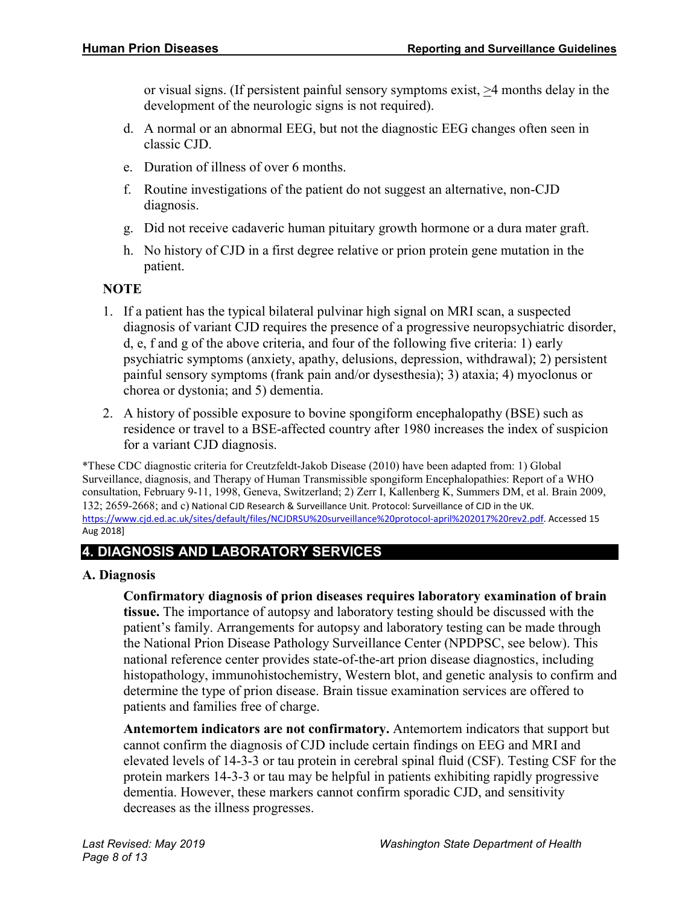or visual signs. (If persistent painful sensory symptoms exist, $\geq$4 months delay in the development of the neurologic signs is not required).

d. A normal or an abnormal EEG, but not the diagnostic EEG changes often seen in classic CJD.

e. Duration of illness of over 6 months.

f. Routine investigations of the patient do not suggest an alternative, non-CJD diagnosis.

g. Did not receive cadaveric human pituitary growth hormone or a dura mater graft.

h. No history of CJD in a first degree relative or prion protein gene mutation in the patient.

**NOTE**

1. If a patient has the typical bilateral pulvinar high signal on MRI scan, a suspected diagnosis of variant CJD requires the presence of a progressive neuropsychiatric disorder, d, e, f and g of the above criteria, and four of the following five criteria: 1) early psychiatric symptoms (anxiety, apathy, delusions, depression, withdrawal); 2) persistent painful sensory symptoms (frank pain and/or dysesthesia); 3) ataxia; 4) myoclonus or chorea or dystonia; and 5) dementia.
2. A history of possible exposure to bovine spongiform encephalopathy (BSE) such as residence or travel to a BSE-affected country after 1980 increases the index of suspicion for a variant CJD diagnosis.

*These CDC diagnostic criteria for Creutzfeldt-Jakob Disease (2010) have been adapted from: 1) Global Surveillance, diagnosis, and Therapy of Human Transmissible spongiform Encephalopathies: Report of a WHO consultation, February 9-11, 1998, Geneva, Switzerland; 2) Zerr I, Kallenberg K, Summers DM, et al. Brain 2009, 132; 2659-2668; and c) National CJD Research & Surveillance Unit. Protocol: Surveillance of CJD in the UK. https://www.cjd.ed.ac.uk/sites/default/files/NCJDRSU%20surveillance%20protocol-april%202017%20rev2.pdf. Accessed 15 Aug 2018]

## 4. DIAGNOSIS AND LABORATORY SERVICES

### A. Diagnosis

**Confirmatory diagnosis of prion diseases requires laboratory examination of brain tissue.** The importance of autopsy and laboratory testing should be discussed with the patient's family. Arrangements for autopsy and laboratory testing can be made through the National Prion Disease Pathology Surveillance Center (NPDPSC, see below). This national reference center provides state-of-the-art prion disease diagnostics, including histopathology, immunohistochemistry, Western blot, and genetic analysis to confirm and determine the type of prion disease. Brain tissue examination services are offered to patients and families free of charge.

**Antemortem indicators are not confirmatory.** Antemortem indicators that support but cannot confirm the diagnosis of CJD include certain findings on EEG and MRI and elevated levels of 14-3-3 or tau protein in cerebral spinal fluid (CSF). Testing CSF for the protein markers 14-3-3 or tau may be helpful in patients exhibiting rapidly progressive dementia. However, these markers cannot confirm sporadic CJD, and sensitivity decreases as the illness progresses.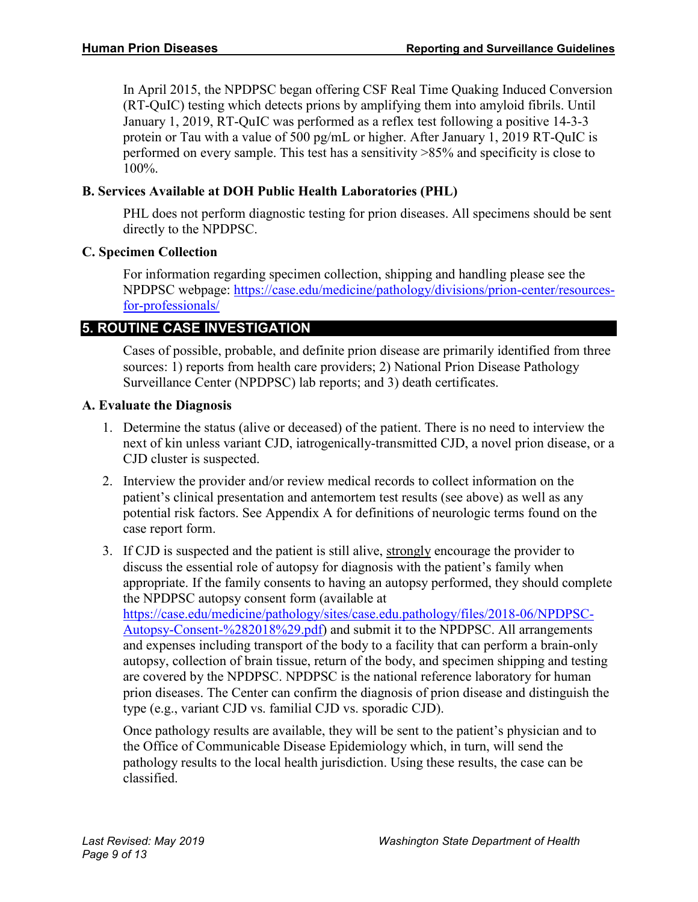In April 2015, the NPDPSC began offering CSF Real Time Quaking Induced Conversion (RT-QuIC) testing which detects prions by amplifying them into amyloid fibrils. Until January 1, 2019, RT-QuIC was performed as a reflex test following a positive 14-3-3 protein or Tau with a value of 500 pg/mL or higher. After January 1, 2019 RT-QuIC is performed on every sample. This test has a sensitivity >85% and specificity is close to 100%.

### B. Services Available at DOH Public Health Laboratories (PHL)

PHL does not perform diagnostic testing for prion diseases. All specimens should be sent directly to the NPDPSC.

### C. Specimen Collection

For information regarding specimen collection, shipping and handling please see the NPDPSC webpage: [https://case.edu/medicine/pathology/divisions/prion-center/resources-for-professionals/](https://case.edu/medicine/pathology/divisions/prion-center/resources-for-professionals/)

## 5. ROUTINE CASE INVESTIGATION

Cases of possible, probable, and definite prion disease are primarily identified from three sources: 1) reports from health care providers; 2) National Prion Disease Pathology Surveillance Center (NPDPSC) lab reports; and 3) death certificates.

### A. Evaluate the Diagnosis

1. Determine the status (alive or deceased) of the patient. There is no need to interview the next of kin unless variant CJD, iatrogenically-transmitted CJD, a novel prion disease, or a CJD cluster is suspected.
2. Interview the provider and/or review medical records to collect information on the patient's clinical presentation and antemortem test results (see above) as well as any potential risk factors. See Appendix A for definitions of neurologic terms found on the case report form.
3. If CJD is suspected and the patient is still alive, <u>strongly</u> encourage the provider to discuss the essential role of autopsy for diagnosis with the patient's family when appropriate. If the family consents to having an autopsy performed, they should complete the NPDPSC autopsy consent form (available at [https://case.edu/medicine/pathology/sites/case.edu.pathology/files/2018-06/NPDPSC-Autopsy-Consent-%282018%29.pdf](https://case.edu/medicine/pathology/sites/case.edu.pathology/files/2018-06/NPDPSC-Autopsy-Consent-%282018%29.pdf)) and submit it to the NPDPSC. All arrangements and expenses including transport of the body to a facility that can perform a brain-only autopsy, collection of brain tissue, return of the body, and specimen shipping and testing are covered by the NPDPSC. NPDPSC is the national reference laboratory for human prion diseases. The Center can confirm the diagnosis of prion disease and distinguish the type (e.g., variant CJD vs. familial CJD vs. sporadic CJD).

   Once pathology results are available, they will be sent to the patient's physician and to the Office of Communicable Disease Epidemiology which, in turn, will send the pathology results to the local health jurisdiction. Using these results, the case can be classified.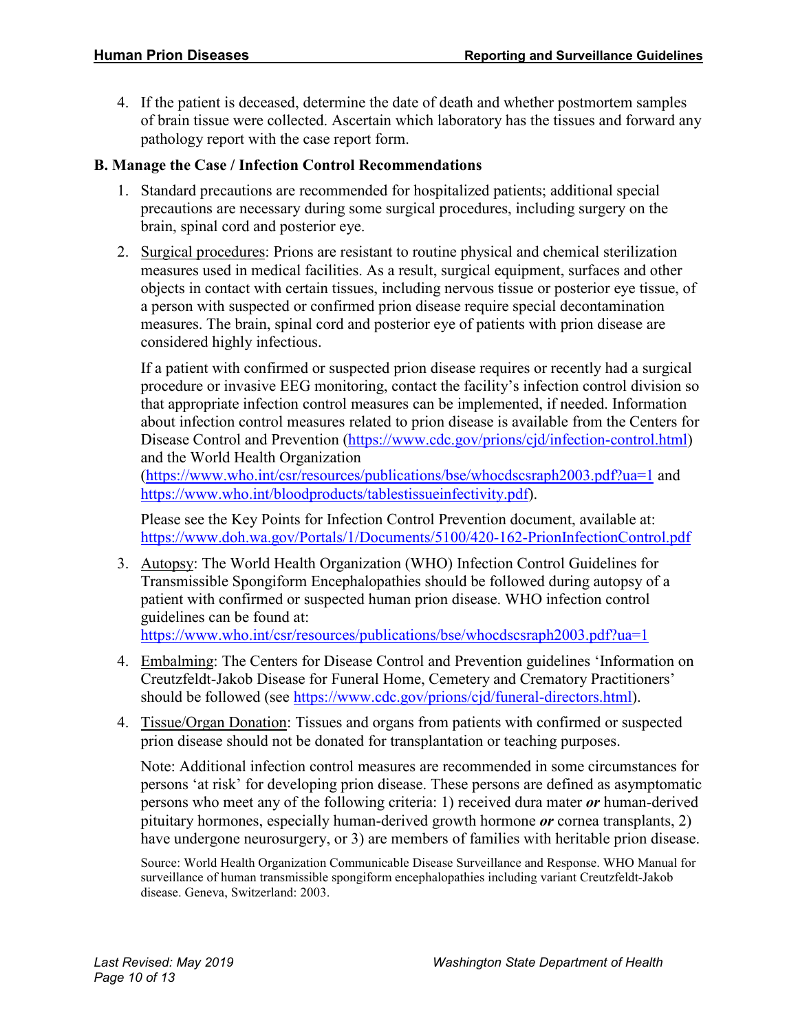4. If the patient is deceased, determine the date of death and whether postmortem samples of brain tissue were collected. Ascertain which laboratory has the tissues and forward any pathology report with the case report form.

**B. Manage the Case / Infection Control Recommendations**

1. Standard precautions are recommended for hospitalized patients; additional special precautions are necessary during some surgical procedures, including surgery on the brain, spinal cord and posterior eye.

2. Surgical procedures: Prions are resistant to routine physical and chemical sterilization measures used in medical facilities. As a result, surgical equipment, surfaces and other objects in contact with certain tissues, including nervous tissue or posterior eye tissue, of a person with suspected or confirmed prion disease require special decontamination measures. The brain, spinal cord and posterior eye of patients with prion disease are considered highly infectious.

   If a patient with confirmed or suspected prion disease requires or recently had a surgical procedure or invasive EEG monitoring, contact the facility's infection control division so that appropriate infection control measures can be implemented, if needed. Information about infection control measures related to prion disease is available from the Centers for Disease Control and Prevention (https://www.cdc.gov/prions/cjd/infection-control.html) and the World Health Organization (https://www.who.int/csr/resources/publications/bse/whocdscsraph2003.pdf?ua=1 and https://www.who.int/bloodproducts/tablestissueinfectivity.pdf).

   Please see the Key Points for Infection Control Prevention document, available at: https://www.doh.wa.gov/Portals/1/Documents/5100/420-162-PrionInfectionControl.pdf

3. Autopsy: The World Health Organization (WHO) Infection Control Guidelines for Transmissible Spongiform Encephalopathies should be followed during autopsy of a patient with confirmed or suspected human prion disease. WHO infection control guidelines can be found at: https://www.who.int/csr/resources/publications/bse/whocdscsraph2003.pdf?ua=1

4. Embalming: The Centers for Disease Control and Prevention guidelines 'Information on Creutzfeldt-Jakob Disease for Funeral Home, Cemetery and Crematory Practitioners' should be followed (see https://www.cdc.gov/prions/cjd/funeral-directors.html).

4. Tissue/Organ Donation: Tissues and organs from patients with confirmed or suspected prion disease should not be donated for transplantation or teaching purposes.

   Note: Additional infection control measures are recommended in some circumstances for persons 'at risk' for developing prion disease. These persons are defined as asymptomatic persons who meet any of the following criteria: 1) received dura mater ***or*** human-derived pituitary hormones, especially human-derived growth hormone ***or*** cornea transplants, 2) have undergone neurosurgery, or 3) are members of families with heritable prion disease.

   Source: World Health Organization Communicable Disease Surveillance and Response. WHO Manual for surveillance of human transmissible spongiform encephalopathies including variant Creutzfeldt-Jakob disease. Geneva, Switzerland: 2003.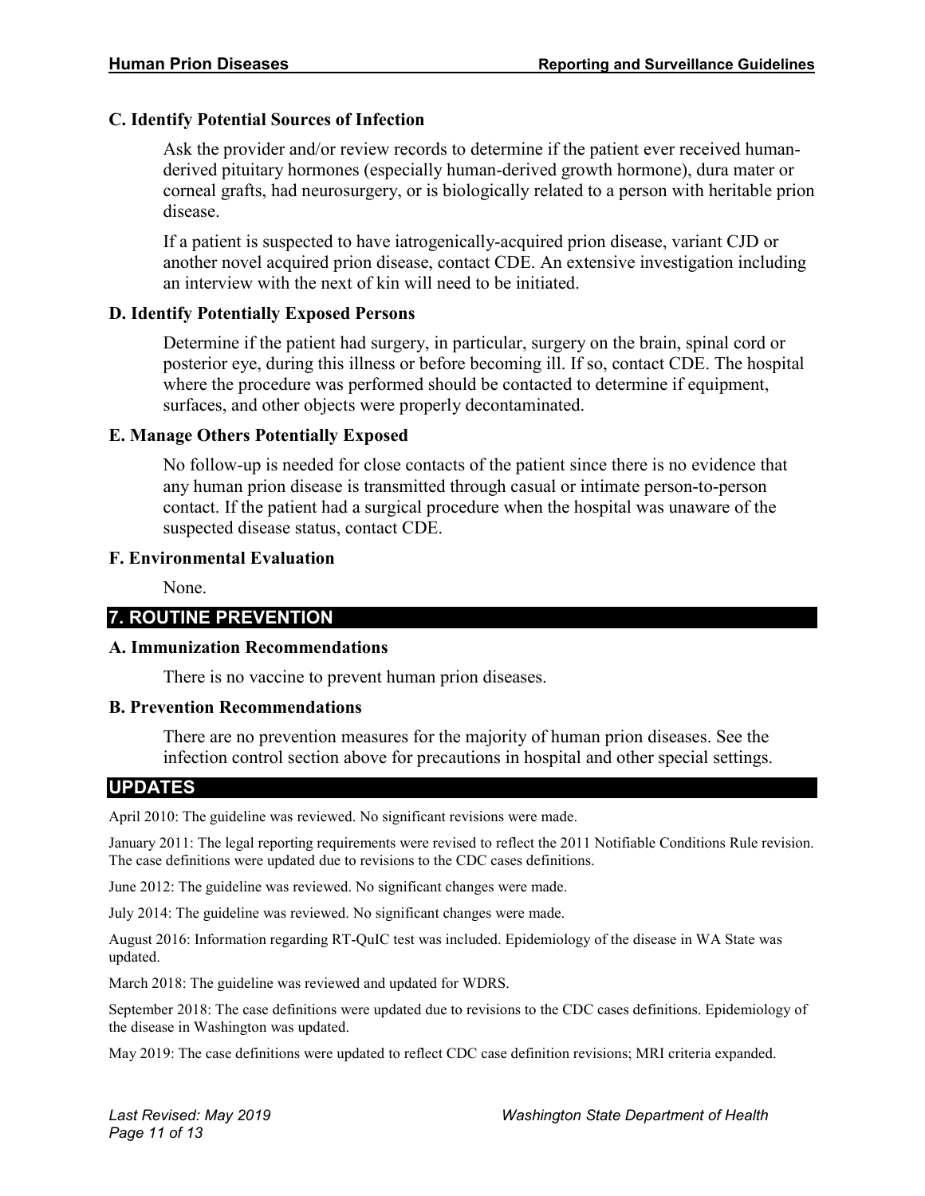### C. Identify Potential Sources of Infection

Ask the provider and/or review records to determine if the patient ever received human-derived pituitary hormones (especially human-derived growth hormone), dura mater or corneal grafts, had neurosurgery, or is biologically related to a person with heritable prion disease.

If a patient is suspected to have iatrogenically-acquired prion disease, variant CJD or another novel acquired prion disease, contact CDE. An extensive investigation including an interview with the next of kin will need to be initiated.

### D. Identify Potentially Exposed Persons

Determine if the patient had surgery, in particular, surgery on the brain, spinal cord or posterior eye, during this illness or before becoming ill. If so, contact CDE. The hospital where the procedure was performed should be contacted to determine if equipment, surfaces, and other objects were properly decontaminated.

### E. Manage Others Potentially Exposed

No follow-up is needed for close contacts of the patient since there is no evidence that any human prion disease is transmitted through casual or intimate person-to-person contact. If the patient had a surgical procedure when the hospital was unaware of the suspected disease status, contact CDE.

### F. Environmental Evaluation

None.

## 7. ROUTINE PREVENTION

### A. Immunization Recommendations

There is no vaccine to prevent human prion diseases.

### B. Prevention Recommendations

There are no prevention measures for the majority of human prion diseases. See the infection control section above for precautions in hospital and other special settings.

## UPDATES

April 2010: The guideline was reviewed. No significant revisions were made.

January 2011: The legal reporting requirements were revised to reflect the 2011 Notifiable Conditions Rule revision. The case definitions were updated due to revisions to the CDC cases definitions.

June 2012: The guideline was reviewed. No significant changes were made.

July 2014: The guideline was reviewed. No significant changes were made.

August 2016: Information regarding RT-QuIC test was included. Epidemiology of the disease in WA State was updated.

March 2018: The guideline was reviewed and updated for WDRS.

September 2018: The case definitions were updated due to revisions to the CDC cases definitions. Epidemiology of the disease in Washington was updated.

May 2019: The case definitions were updated to reflect CDC case definition revisions; MRI criteria expanded.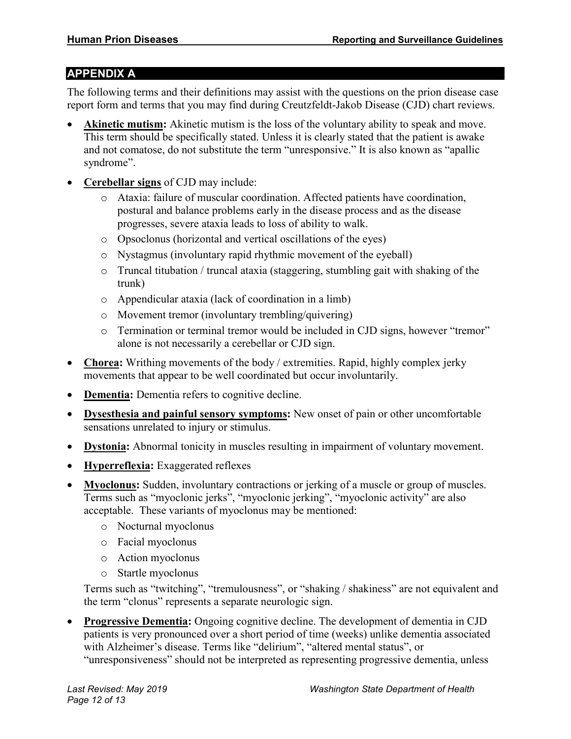## APPENDIX A

The following terms and their definitions may assist with the questions on the prion disease case report form and terms that you may find during Creutzfeldt-Jakob Disease (CJD) chart reviews.

- **Akinetic mutism:** Akinetic mutism is the loss of the voluntary ability to speak and move. This term should be specifically stated. Unless it is clearly stated that the patient is awake and not comatose, do not substitute the term "unresponsive." It is also known as "apallic syndrome".
- **Cerebellar signs** of CJD may include:
  - Ataxia: failure of muscular coordination. Affected patients have coordination, postural and balance problems early in the disease process and as the disease progresses, severe ataxia leads to loss of ability to walk.
  - Opsoclonus (horizontal and vertical oscillations of the eyes)
  - Nystagmus (involuntary rapid rhythmic movement of the eyeball)
  - Truncal titubation / truncal ataxia (staggering, stumbling gait with shaking of the trunk)
  - Appendicular ataxia (lack of coordination in a limb)
  - Movement tremor (involuntary trembling/quivering)
  - Termination or terminal tremor would be included in CJD signs, however "tremor" alone is not necessarily a cerebellar or CJD sign.
- **Chorea:** Writhing movements of the body / extremities. Rapid, highly complex jerky movements that appear to be well coordinated but occur involuntarily.
- **Dementia:** Dementia refers to cognitive decline.
- **Dysesthesia and painful sensory symptoms:** New onset of pain or other uncomfortable sensations unrelated to injury or stimulus.
- **Dystonia:** Abnormal tonicity in muscles resulting in impairment of voluntary movement.
- **Hyperreflexia:** Exaggerated reflexes
- **Myoclonus:** Sudden, involuntary contractions or jerking of a muscle or group of muscles. Terms such as "myoclonic jerks", "myoclonic jerking", "myoclonic activity" are also acceptable. These variants of myoclonus may be mentioned:
  - Nocturnal myoclonus
  - Facial myoclonus
  - Action myoclonus
  - Startle myoclonus

  Terms such as "twitching", "tremulousness", or "shaking / shakiness" are not equivalent and the term "clonus" represents a separate neurologic sign.
- **Progressive Dementia:** Ongoing cognitive decline. The development of dementia in CJD patients is very pronounced over a short period of time (weeks) unlike dementia associated with Alzheimer's disease. Terms like "delirium", "altered mental status", or "unresponsiveness" should not be interpreted as representing progressive dementia, unless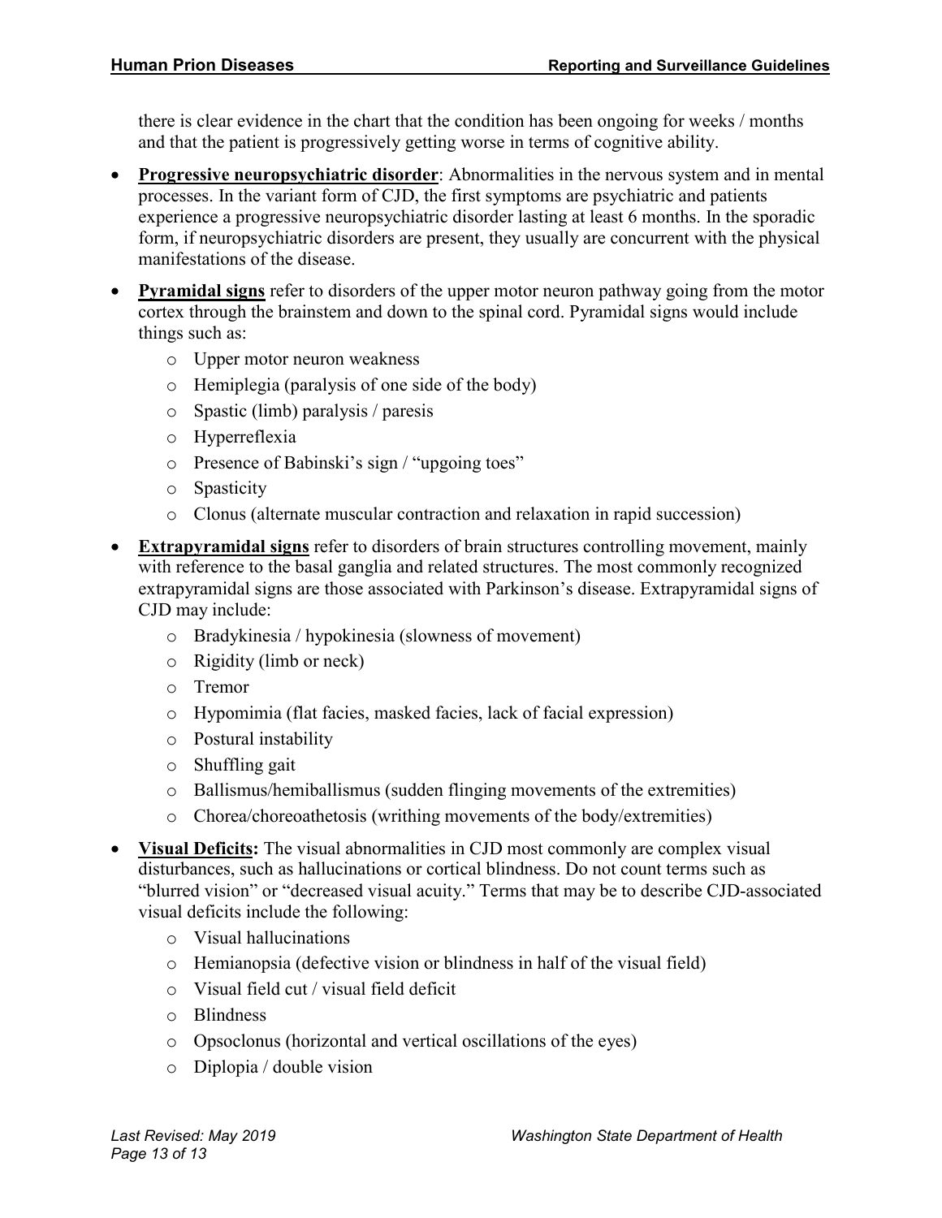there is clear evidence in the chart that the condition has been ongoing for weeks / months and that the patient is progressively getting worse in terms of cognitive ability.

- **Progressive neuropsychiatric disorder**: Abnormalities in the nervous system and in mental processes. In the variant form of CJD, the first symptoms are psychiatric and patients experience a progressive neuropsychiatric disorder lasting at least 6 months. In the sporadic form, if neuropsychiatric disorders are present, they usually are concurrent with the physical manifestations of the disease.
- **Pyramidal signs** refer to disorders of the upper motor neuron pathway going from the motor cortex through the brainstem and down to the spinal cord. Pyramidal signs would include things such as:
    - Upper motor neuron weakness
    - Hemiplegia (paralysis of one side of the body)
    - Spastic (limb) paralysis / paresis
    - Hyperreflexia
    - Presence of Babinski's sign / "upgoing toes"
    - Spasticity
    - Clonus (alternate muscular contraction and relaxation in rapid succession)
- **Extrapyramidal signs** refer to disorders of brain structures controlling movement, mainly with reference to the basal ganglia and related structures. The most commonly recognized extrapyramidal signs are those associated with Parkinson's disease. Extrapyramidal signs of CJD may include:
    - Bradykinesia / hypokinesia (slowness of movement)
    - Rigidity (limb or neck)
    - Tremor
    - Hypomimia (flat facies, masked facies, lack of facial expression)
    - Postural instability
    - Shuffling gait
    - Ballismus/hemiballismus (sudden flinging movements of the extremities)
    - Chorea/choreoathetosis (writhing movements of the body/extremities)
- **Visual Deficits:** The visual abnormalities in CJD most commonly are complex visual disturbances, such as hallucinations or cortical blindness. Do not count terms such as "blurred vision" or "decreased visual acuity." Terms that may be to describe CJD-associated visual deficits include the following:
    - Visual hallucinations
    - Hemianopsia (defective vision or blindness in half of the visual field)
    - Visual field cut / visual field deficit
    - Blindness
    - Opsoclonus (horizontal and vertical oscillations of the eyes)
    - Diplopia / double vision